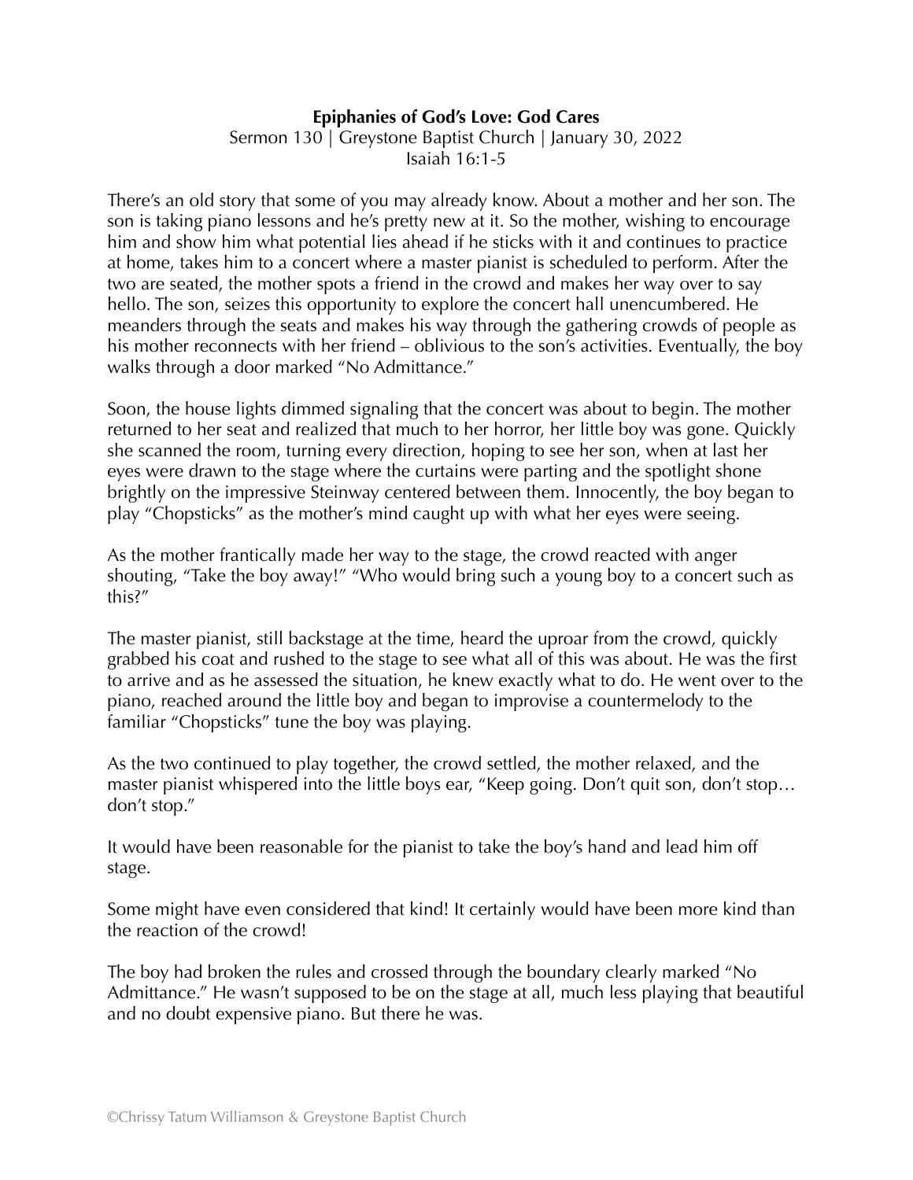**Epiphanies of God's Love: God Cares**

Sermon 130 | Greystone Baptist Church | January 30, 2022

Isaiah 16:1-5

There's an old story that some of you may already know. About a mother and her son. The son is taking piano lessons and he's pretty new at it. So the mother, wishing to encourage him and show him what potential lies ahead if he sticks with it and continues to practice at home, takes him to a concert where a master pianist is scheduled to perform. After the two are seated, the mother spots a friend in the crowd and makes her way over to say hello. The son, seizes this opportunity to explore the concert hall unencumbered. He meanders through the seats and makes his way through the gathering crowds of people as his mother reconnects with her friend – oblivious to the son's activities. Eventually, the boy walks through a door marked "No Admittance."

Soon, the house lights dimmed signaling that the concert was about to begin. The mother returned to her seat and realized that much to her horror, her little boy was gone. Quickly she scanned the room, turning every direction, hoping to see her son, when at last her eyes were drawn to the stage where the curtains were parting and the spotlight shone brightly on the impressive Steinway centered between them. Innocently, the boy began to play "Chopsticks" as the mother's mind caught up with what her eyes were seeing.

As the mother frantically made her way to the stage, the crowd reacted with anger shouting, "Take the boy away!" "Who would bring such a young boy to a concert such as this?"

The master pianist, still backstage at the time, heard the uproar from the crowd, quickly grabbed his coat and rushed to the stage to see what all of this was about. He was the first to arrive and as he assessed the situation, he knew exactly what to do. He went over to the piano, reached around the little boy and began to improvise a countermelody to the familiar "Chopsticks" tune the boy was playing.

As the two continued to play together, the crowd settled, the mother relaxed, and the master pianist whispered into the little boys ear, "Keep going. Don't quit son, don't stop… don't stop."

It would have been reasonable for the pianist to take the boy's hand and lead him off stage.

Some might have even considered that kind! It certainly would have been more kind than the reaction of the crowd!

The boy had broken the rules and crossed through the boundary clearly marked "No Admittance." He wasn't supposed to be on the stage at all, much less playing that beautiful and no doubt expensive piano. But there he was.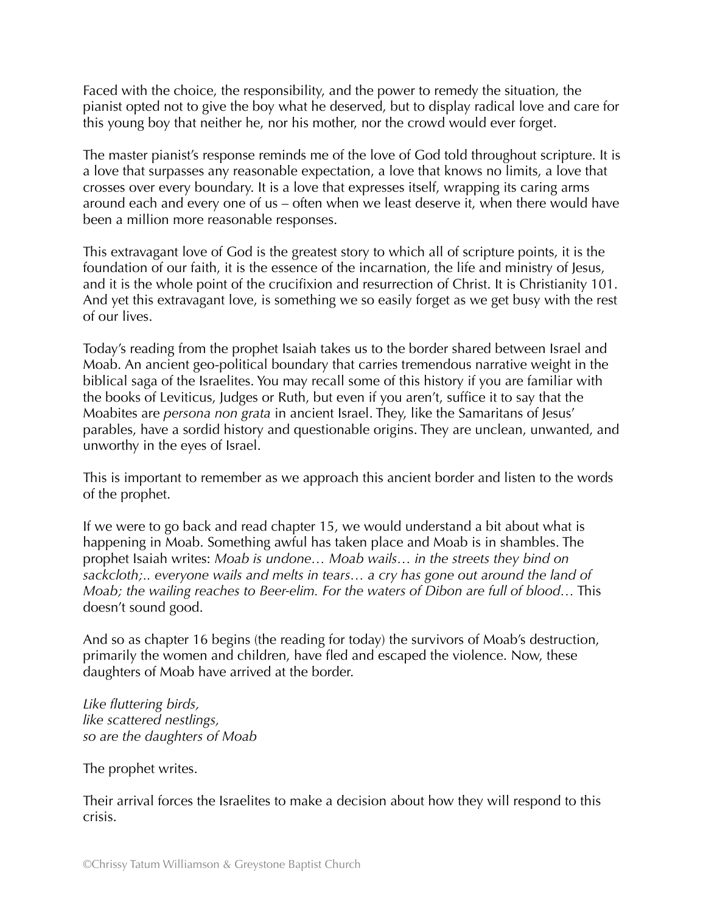Faced with the choice, the responsibility, and the power to remedy the situation, the pianist opted not to give the boy what he deserved, but to display radical love and care for this young boy that neither he, nor his mother, nor the crowd would ever forget.

The master pianist's response reminds me of the love of God told throughout scripture. It is a love that surpasses any reasonable expectation, a love that knows no limits, a love that crosses over every boundary. It is a love that expresses itself, wrapping its caring arms around each and every one of us – often when we least deserve it, when there would have been a million more reasonable responses.

This extravagant love of God is the greatest story to which all of scripture points, it is the foundation of our faith, it is the essence of the incarnation, the life and ministry of Jesus, and it is the whole point of the crucifixion and resurrection of Christ. It is Christianity 101. And yet this extravagant love, is something we so easily forget as we get busy with the rest of our lives.

Today's reading from the prophet Isaiah takes us to the border shared between Israel and Moab. An ancient geo-political boundary that carries tremendous narrative weight in the biblical saga of the Israelites. You may recall some of this history if you are familiar with the books of Leviticus, Judges or Ruth, but even if you aren't, suffice it to say that the Moabites are *persona non grata* in ancient Israel. They, like the Samaritans of Jesus' parables, have a sordid history and questionable origins. They are unclean, unwanted, and unworthy in the eyes of Israel.

This is important to remember as we approach this ancient border and listen to the words of the prophet.

If we were to go back and read chapter 15, we would understand a bit about what is happening in Moab. Something awful has taken place and Moab is in shambles. The prophet Isaiah writes: *Moab is undone… Moab wails… in the streets they bind on sackcloth;.. everyone wails and melts in tears… a cry has gone out around the land of Moab; the wailing reaches to Beer-elim. For the waters of Dibon are full of blood…* This doesn't sound good.

And so as chapter 16 begins (the reading for today) the survivors of Moab's destruction, primarily the women and children, have fled and escaped the violence. Now, these daughters of Moab have arrived at the border.

*Like fluttering birds,*
*like scattered nestlings,*
*so are the daughters of Moab*

The prophet writes.

Their arrival forces the Israelites to make a decision about how they will respond to this crisis.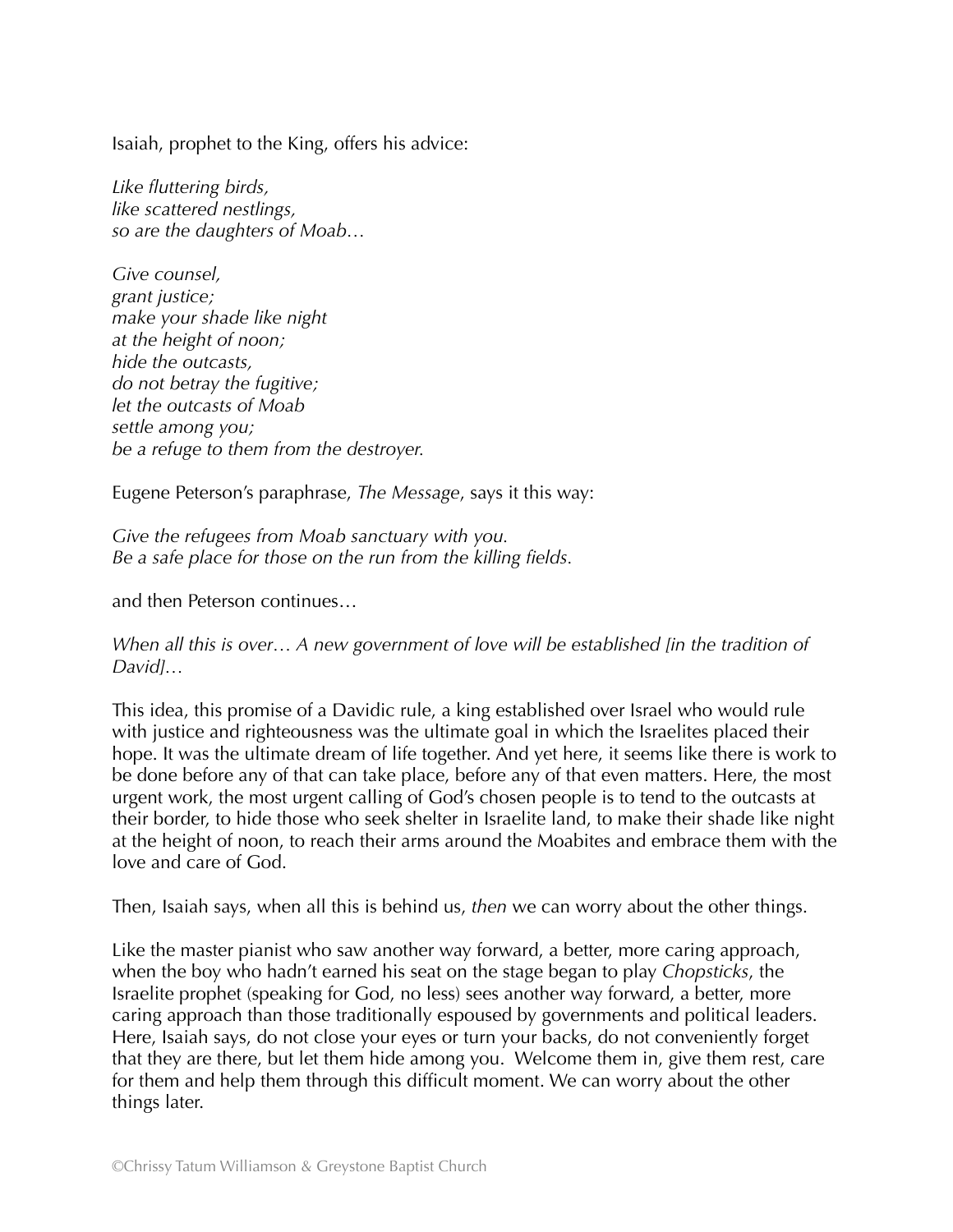Isaiah, prophet to the King, offers his advice:

*Like fluttering birds,*  
*like scattered nestlings,*  
*so are the daughters of Moab…*

*Give counsel,*  
*grant justice;*  
*make your shade like night*  
*at the height of noon;*  
*hide the outcasts,*  
*do not betray the fugitive;*  
*let the outcasts of Moab*  
*settle among you;*  
*be a refuge to them from the destroyer.*

Eugene Peterson's paraphrase, *The Message*, says it this way:

*Give the refugees from Moab sanctuary with you.*  
*Be a safe place for those on the run from the killing fields.*

and then Peterson continues…

*When all this is over… A new government of love will be established [in the tradition of David]…*

This idea, this promise of a Davidic rule, a king established over Israel who would rule with justice and righteousness was the ultimate goal in which the Israelites placed their hope. It was the ultimate dream of life together. And yet here, it seems like there is work to be done before any of that can take place, before any of that even matters. Here, the most urgent work, the most urgent calling of God's chosen people is to tend to the outcasts at their border, to hide those who seek shelter in Israelite land, to make their shade like night at the height of noon, to reach their arms around the Moabites and embrace them with the love and care of God.

Then, Isaiah says, when all this is behind us, *then* we can worry about the other things.

Like the master pianist who saw another way forward, a better, more caring approach, when the boy who hadn't earned his seat on the stage began to play *Chopsticks*, the Israelite prophet (speaking for God, no less) sees another way forward, a better, more caring approach than those traditionally espoused by governments and political leaders. Here, Isaiah says, do not close your eyes or turn your backs, do not conveniently forget that they are there, but let them hide among you. Welcome them in, give them rest, care for them and help them through this difficult moment. We can worry about the other things later.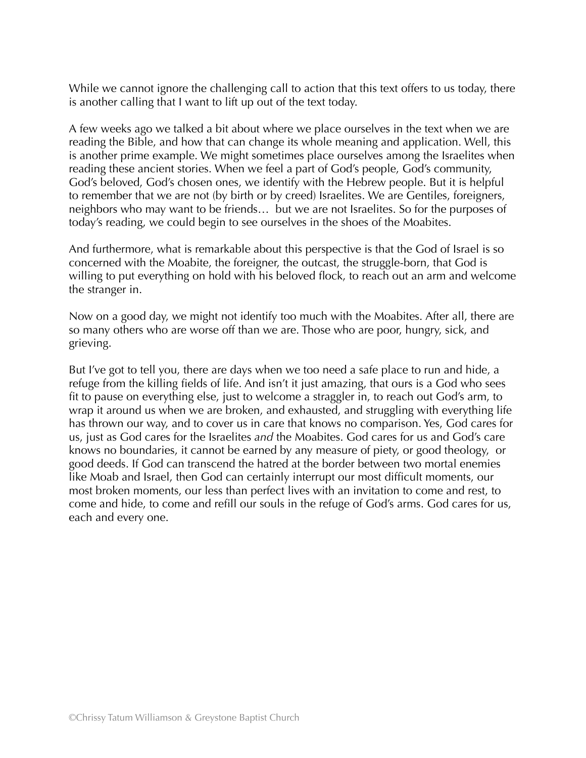While we cannot ignore the challenging call to action that this text offers to us today, there is another calling that I want to lift up out of the text today.

A few weeks ago we talked a bit about where we place ourselves in the text when we are reading the Bible, and how that can change its whole meaning and application. Well, this is another prime example. We might sometimes place ourselves among the Israelites when reading these ancient stories. When we feel a part of God's people, God's community, God's beloved, God's chosen ones, we identify with the Hebrew people. But it is helpful to remember that we are not (by birth or by creed) Israelites. We are Gentiles, foreigners, neighbors who may want to be friends… but we are not Israelites. So for the purposes of today's reading, we could begin to see ourselves in the shoes of the Moabites.

And furthermore, what is remarkable about this perspective is that the God of Israel is so concerned with the Moabite, the foreigner, the outcast, the struggle-born, that God is willing to put everything on hold with his beloved flock, to reach out an arm and welcome the stranger in.

Now on a good day, we might not identify too much with the Moabites. After all, there are so many others who are worse off than we are. Those who are poor, hungry, sick, and grieving.

But I've got to tell you, there are days when we too need a safe place to run and hide, a refuge from the killing fields of life. And isn't it just amazing, that ours is a God who sees fit to pause on everything else, just to welcome a straggler in, to reach out God's arm, to wrap it around us when we are broken, and exhausted, and struggling with everything life has thrown our way, and to cover us in care that knows no comparison. Yes, God cares for us, just as God cares for the Israelites *and* the Moabites. God cares for us and God's care knows no boundaries, it cannot be earned by any measure of piety, or good theology, or good deeds. If God can transcend the hatred at the border between two mortal enemies like Moab and Israel, then God can certainly interrupt our most difficult moments, our most broken moments, our less than perfect lives with an invitation to come and rest, to come and hide, to come and refill our souls in the refuge of God's arms. God cares for us, each and every one.

©Chrissy Tatum Williamson & Greystone Baptist Church